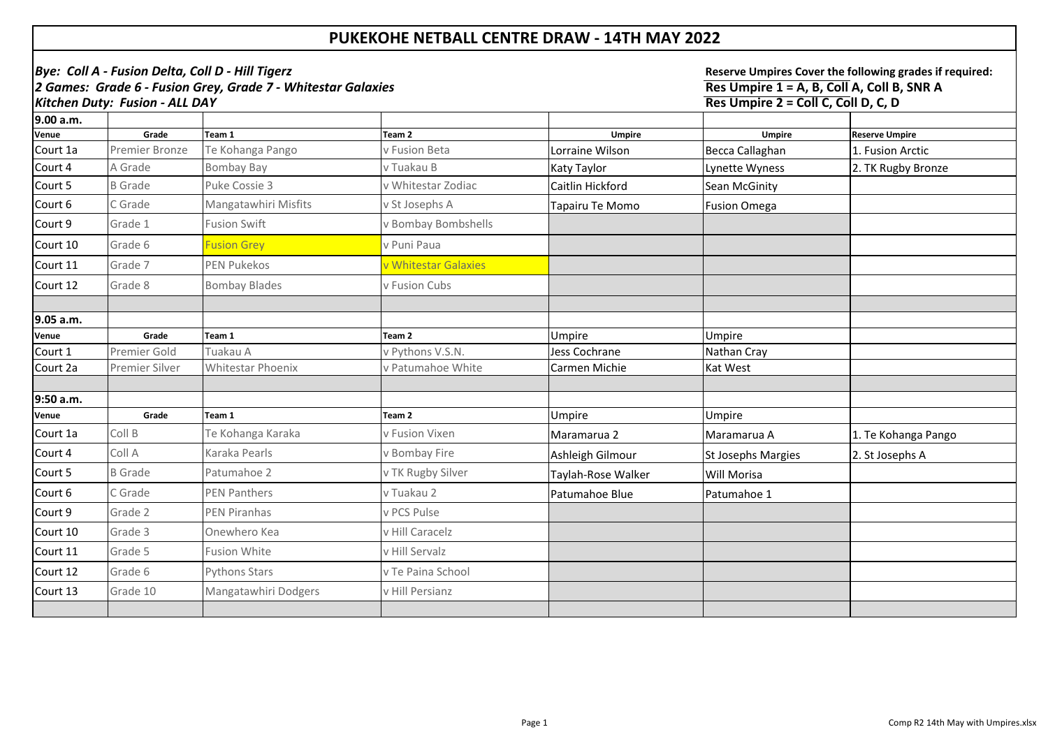# PUKEKOHE NETBALL CENTRE DRAW - 14TH MAY 2022

***Bye: Coll A - Fusion Delta, Coll D - Hill Tigerz***
***2 Games: Grade 6 - Fusion Grey, Grade 7 - Whitestar Galaxies***
***Kitchen Duty: Fusion - ALL DAY***

**Reserve Umpires Cover the following grades if required:**
**Res Umpire 1 = A, B, Coll A, Coll B, SNR A**
**Res Umpire 2 = Coll C, Coll D, C, D**

| 9.00 a.m. | | | | | | |
|---|---|---|---|---|---|---|
| **Venue** | **Grade** | **Team 1** | **Team 2** | **Umpire** | **Umpire** | **Reserve Umpire** |
| Court 1a | Premier Bronze | Te Kohanga Pango | v Fusion Beta | Lorraine Wilson | Becca Callaghan | 1. Fusion Arctic |
| Court 4 | A Grade | Bombay Bay | v Tuakau B | Katy Taylor | Lynette Wyness | 2. TK Rugby Bronze |
| Court 5 | B Grade | Puke Cossie 3 | v Whitestar Zodiac | Caitlin Hickford | Sean McGinity | |
| Court 6 | C Grade | Mangatawhiri Misfits | v St Josephs A | Tapairu Te Momo | Fusion Omega | |
| Court 9 | Grade 1 | Fusion Swift | v Bombay Bombshells | | | |
| Court 10 | Grade 6 | Fusion Grey | v Puni Paua | | | |
| Court 11 | Grade 7 | PEN Pukekos | v Whitestar Galaxies | | | |
| Court 12 | Grade 8 | Bombay Blades | v Fusion Cubs | | | |
| | | | | | | |
| **9.05 a.m.** | | | | | | |
| **Venue** | **Grade** | **Team 1** | **Team 2** | Umpire | Umpire | |
| Court 1 | Premier Gold | Tuakau A | v Pythons V.S.N. | Jess Cochrane | Nathan Cray | |
| Court 2a | Premier Silver | Whitestar Phoenix | v Patumahoe White | Carmen Michie | Kat West | |
| | | | | | | |
| **9:50 a.m.** | | | | | | |
| **Venue** | **Grade** | **Team 1** | **Team 2** | Umpire | Umpire | |
| Court 1a | Coll B | Te Kohanga Karaka | v Fusion Vixen | Maramarua 2 | Maramarua A | 1. Te Kohanga Pango |
| Court 4 | Coll A | Karaka Pearls | v Bombay Fire | Ashleigh Gilmour | St Josephs Margies | 2. St Josephs A |
| Court 5 | B Grade | Patumahoe 2 | v TK Rugby Silver | Taylah-Rose Walker | Will Morisa | |
| Court 6 | C Grade | PEN Panthers | v Tuakau 2 | Patumahoe Blue | Patumahoe 1 | |
| Court 9 | Grade 2 | PEN Piranhas | v PCS Pulse | | | |
| Court 10 | Grade 3 | Onewhero Kea | v Hill Caracelz | | | |
| Court 11 | Grade 5 | Fusion White | v Hill Servalz | | | |
| Court 12 | Grade 6 | Pythons Stars | v Te Paina School | | | |
| Court 13 | Grade 10 | Mangatawhiri Dodgers | v Hill Persianz | | | |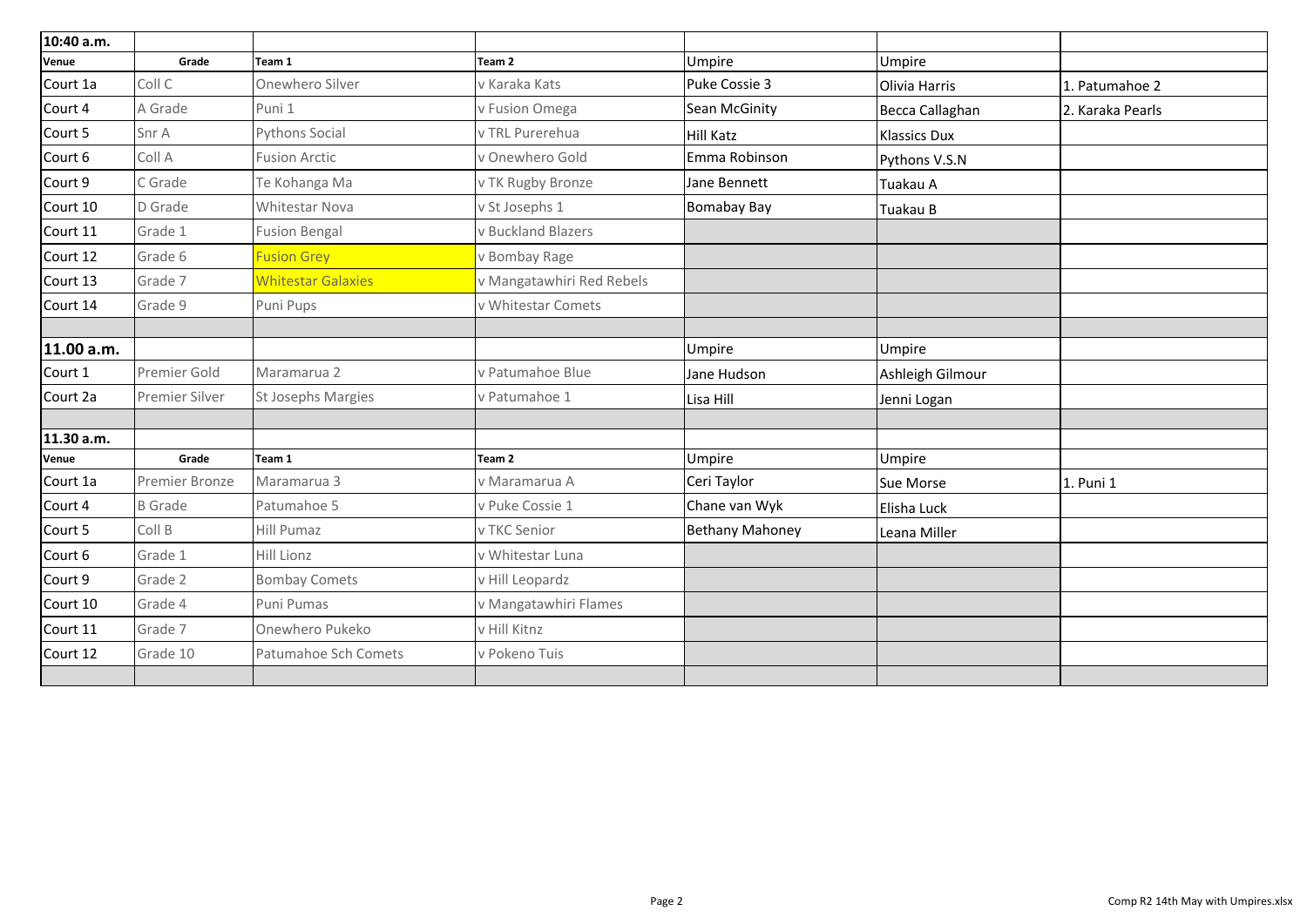| 10:40 a.m. | | | | | | |
|---|---|---|---|---|---|---|
| Venue | Grade | Team 1 | Team 2 | Umpire | Umpire | |
| Court 1a | Coll C | Onewhero Silver | v Karaka Kats | Puke Cossie 3 | Olivia Harris | 1. Patumahoe 2 |
| Court 4 | A Grade | Puni 1 | v Fusion Omega | Sean McGinity | Becca Callaghan | 2. Karaka Pearls |
| Court 5 | Snr A | Pythons Social | v TRL Purerehua | Hill Katz | Klassics Dux | |
| Court 6 | Coll A | Fusion Arctic | v Onewhero Gold | Emma Robinson | Pythons V.S.N | |
| Court 9 | C Grade | Te Kohanga Ma | v TK Rugby Bronze | Jane Bennett | Tuakau A | |
| Court 10 | D Grade | Whitestar Nova | v St Josephs 1 | Bomabay Bay | Tuakau B | |
| Court 11 | Grade 1 | Fusion Bengal | v Buckland Blazers | | | |
| Court 12 | Grade 6 | Fusion Grey | v Bombay Rage | | | |
| Court 13 | Grade 7 | Whitestar Galaxies | v Mangatawhiri Red Rebels | | | |
| Court 14 | Grade 9 | Puni Pups | v Whitestar Comets | | | |
| | | | | | | |
| **11.00 a.m.** | | | | Umpire | Umpire | |
| Court 1 | Premier Gold | Maramarua 2 | v Patumahoe Blue | Jane Hudson | Ashleigh Gilmour | |
| Court 2a | Premier Silver | St Josephs Margies | v Patumahoe 1 | Lisa Hill | Jenni Logan | |
| | | | | | | |
| **11.30 a.m.** | | | | | | |
| Venue | Grade | Team 1 | Team 2 | Umpire | Umpire | |
| Court 1a | Premier Bronze | Maramarua 3 | v Maramarua A | Ceri Taylor | Sue Morse | 1. Puni 1 |
| Court 4 | B Grade | Patumahoe 5 | v Puke Cossie 1 | Chane van Wyk | Elisha Luck | |
| Court 5 | Coll B | Hill Pumaz | v TKC Senior | Bethany Mahoney | Leana Miller | |
| Court 6 | Grade 1 | Hill Lionz | v Whitestar Luna | | | |
| Court 9 | Grade 2 | Bombay Comets | v Hill Leopardz | | | |
| Court 10 | Grade 4 | Puni Pumas | v Mangatawhiri Flames | | | |
| Court 11 | Grade 7 | Onewhero Pukeko | v Hill Kitnz | | | |
| Court 12 | Grade 10 | Patumahoe Sch Comets | v Pokeno Tuis | | | |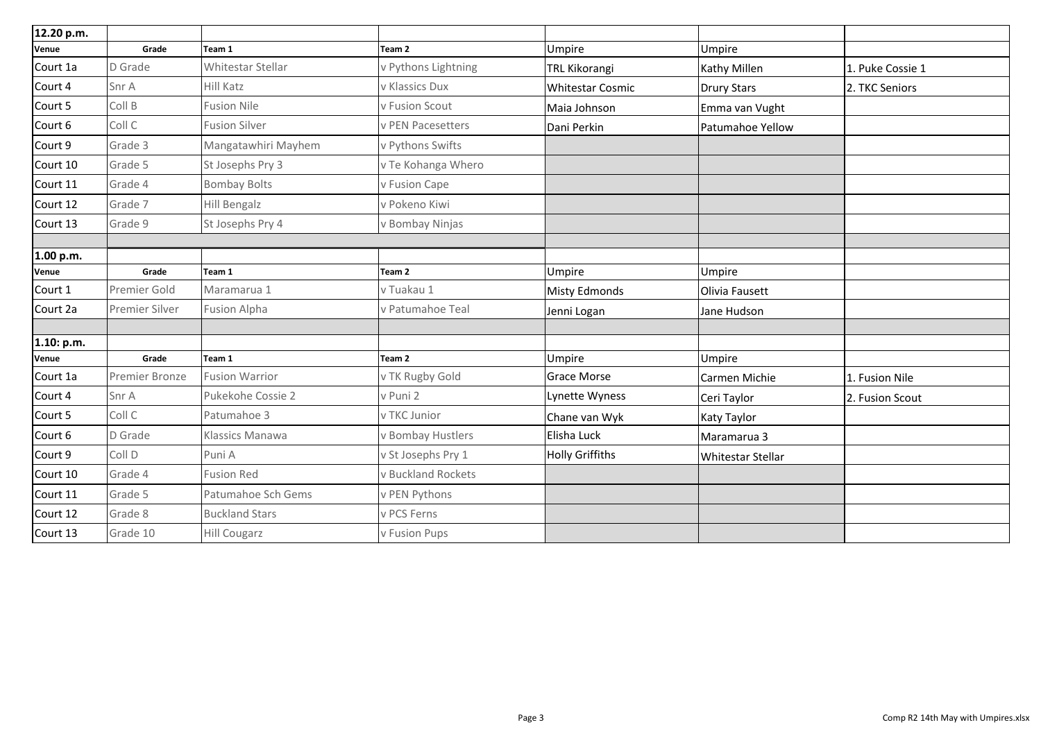| 12.20 p.m. | | | | | | |
|---|---|---|---|---|---|---|
| Venue | Grade | Team 1 | Team 2 | Umpire | Umpire | |
| Court 1a | D Grade | Whitestar Stellar | v Pythons Lightning | TRL Kikorangi | Kathy Millen | 1. Puke Cossie 1 |
| Court 4 | Snr A | Hill Katz | v Klassics Dux | Whitestar Cosmic | Drury Stars | 2. TKC Seniors |
| Court 5 | Coll B | Fusion Nile | v Fusion Scout | Maia Johnson | Emma van Vught | |
| Court 6 | Coll C | Fusion Silver | v PEN Pacesetters | Dani Perkin | Patumahoe Yellow | |
| Court 9 | Grade 3 | Mangatawhiri Mayhem | v Pythons Swifts | | | |
| Court 10 | Grade 5 | St Josephs Pry 3 | v Te Kohanga Whero | | | |
| Court 11 | Grade 4 | Bombay Bolts | v Fusion Cape | | | |
| Court 12 | Grade 7 | Hill Bengalz | v Pokeno Kiwi | | | |
| Court 13 | Grade 9 | St Josephs Pry 4 | v Bombay Ninjas | | | |
| | | | | | | |
| **1.00 p.m.** | | | | | | |
| Venue | Grade | Team 1 | Team 2 | Umpire | Umpire | |
| Court 1 | Premier Gold | Maramarua 1 | v Tuakau 1 | Misty Edmonds | Olivia Fausett | |
| Court 2a | Premier Silver | Fusion Alpha | v Patumahoe Teal | Jenni Logan | Jane Hudson | |
| | | | | | | |
| **1.10: p.m.** | | | | | | |
| Venue | Grade | Team 1 | Team 2 | Umpire | Umpire | |
| Court 1a | Premier Bronze | Fusion Warrior | v TK Rugby Gold | Grace Morse | Carmen Michie | 1. Fusion Nile |
| Court 4 | Snr A | Pukekohe Cossie 2 | v Puni 2 | Lynette Wyness | Ceri Taylor | 2. Fusion Scout |
| Court 5 | Coll C | Patumahoe 3 | v TKC Junior | Chane van Wyk | Katy Taylor | |
| Court 6 | D Grade | Klassics Manawa | v Bombay Hustlers | Elisha Luck | Maramarua 3 | |
| Court 9 | Coll D | Puni A | v St Josephs Pry 1 | Holly Griffiths | Whitestar Stellar | |
| Court 10 | Grade 4 | Fusion Red | v Buckland Rockets | | | |
| Court 11 | Grade 5 | Patumahoe Sch Gems | v PEN Pythons | | | |
| Court 12 | Grade 8 | Buckland Stars | v PCS Ferns | | | |
| Court 13 | Grade 10 | Hill Cougarz | v Fusion Pups | | | |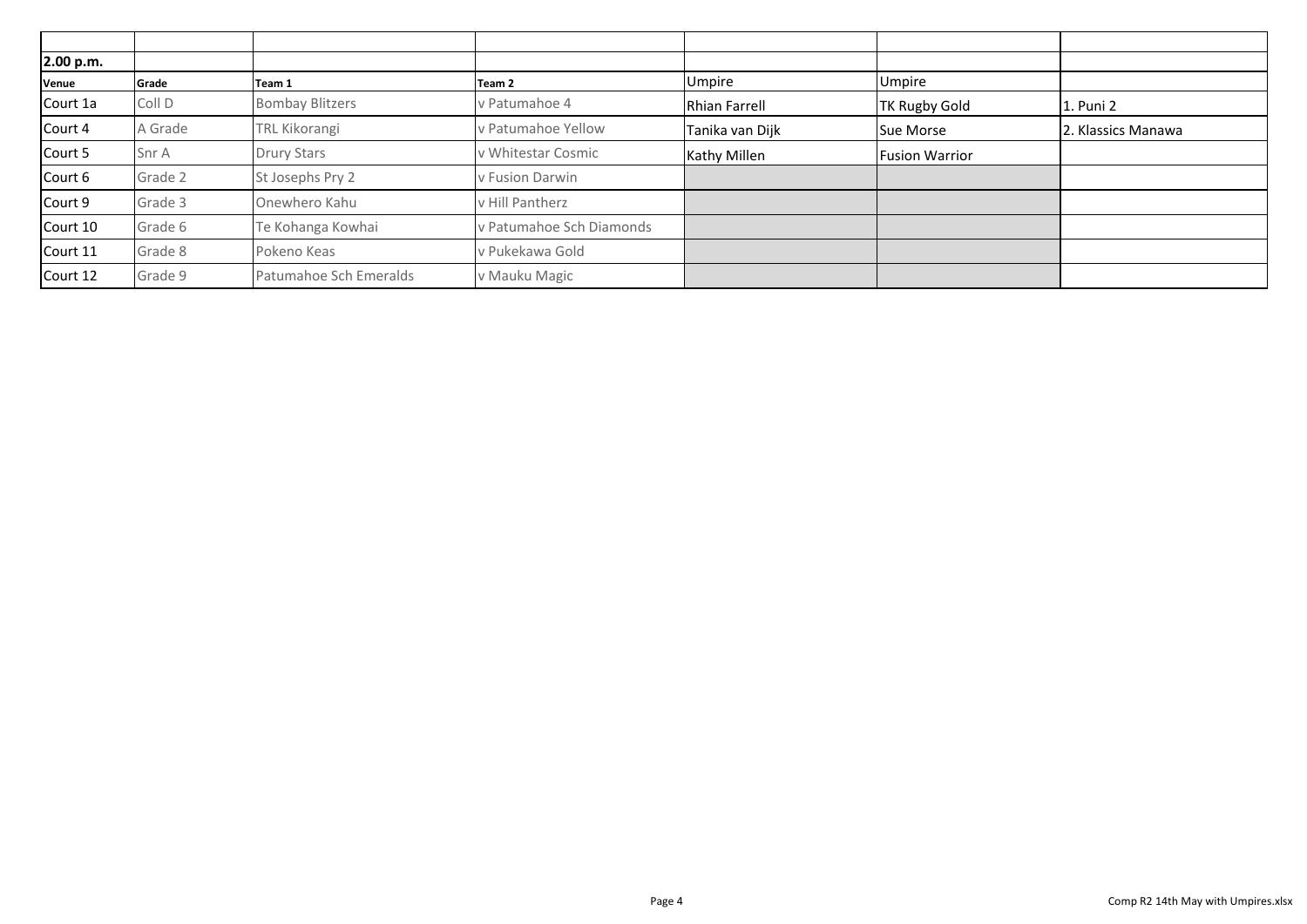| | | | | | | |
|---|---|---|---|---|---|---|
| **2.00 p.m.** | | | | | | |
| **Venue** | **Grade** | **Team 1** | **Team 2** | Umpire | Umpire | |
| Court 1a | Coll D | Bombay Blitzers | v Patumahoe 4 | Rhian Farrell | TK Rugby Gold | 1. Puni 2 |
| Court 4 | A Grade | TRL Kikorangi | v Patumahoe Yellow | Tanika van Dijk | Sue Morse | 2. Klassics Manawa |
| Court 5 | Snr A | Drury Stars | v Whitestar Cosmic | Kathy Millen | Fusion Warrior | |
| Court 6 | Grade 2 | St Josephs Pry 2 | v Fusion Darwin | | | |
| Court 9 | Grade 3 | Onewhero Kahu | v Hill Pantherz | | | |
| Court 10 | Grade 6 | Te Kohanga Kowhai | v Patumahoe Sch Diamonds | | | |
| Court 11 | Grade 8 | Pokeno Keas | v Pukekawa Gold | | | |
| Court 12 | Grade 9 | Patumahoe Sch Emeralds | v Mauku Magic | | | |